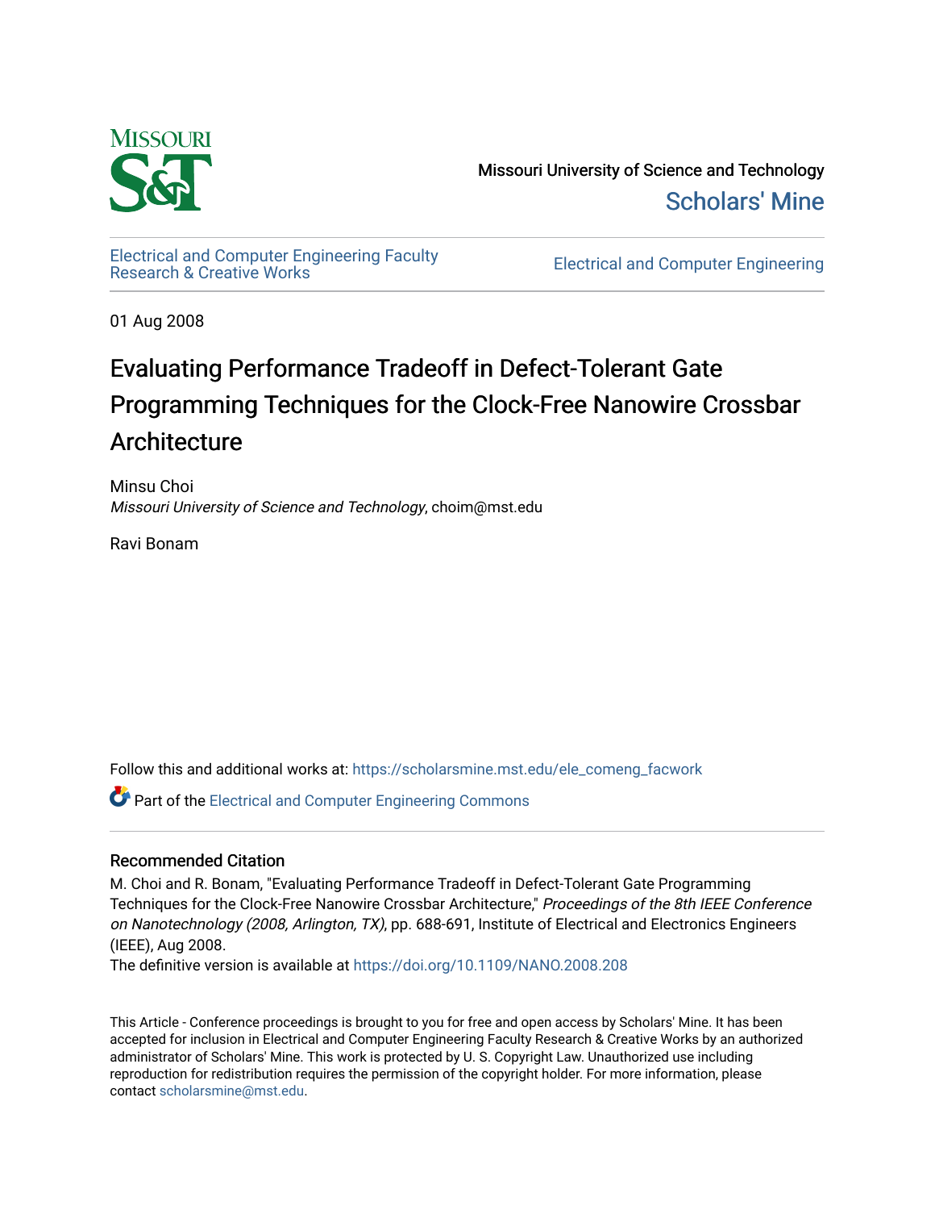Missouri University of Science and Technology

Scholars' Mine

Electrical and Computer Engineering Faculty Research & Creative Works

Electrical and Computer Engineering

01 Aug 2008

# Evaluating Performance Tradeoff in Defect-Tolerant Gate Programming Techniques for the Clock-Free Nanowire Crossbar Architecture

Minsu Choi
*Missouri University of Science and Technology*, choim@mst.edu

Ravi Bonam

Follow this and additional works at: https://scholarsmine.mst.edu/ele_comeng_facwork

Part of the Electrical and Computer Engineering Commons

## Recommended Citation

M. Choi and R. Bonam, "Evaluating Performance Tradeoff in Defect-Tolerant Gate Programming Techniques for the Clock-Free Nanowire Crossbar Architecture," *Proceedings of the 8th IEEE Conference on Nanotechnology (2008, Arlington, TX)*, pp. 688-691, Institute of Electrical and Electronics Engineers (IEEE), Aug 2008.

The definitive version is available at https://doi.org/10.1109/NANO.2008.208

This Article - Conference proceedings is brought to you for free and open access by Scholars' Mine. It has been accepted for inclusion in Electrical and Computer Engineering Faculty Research & Creative Works by an authorized administrator of Scholars' Mine. This work is protected by U. S. Copyright Law. Unauthorized use including reproduction for redistribution requires the permission of the copyright holder. For more information, please contact scholarsmine@mst.edu.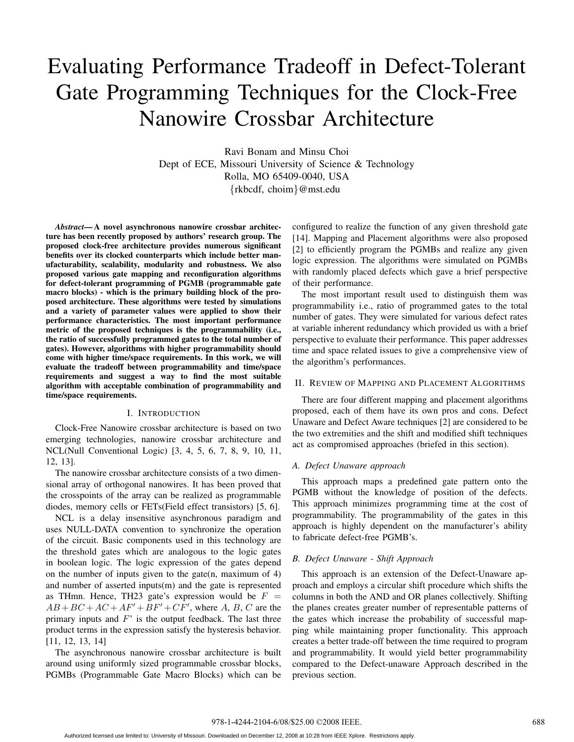# Evaluating Performance Tradeoff in Defect-Tolerant Gate Programming Techniques for the Clock-Free Nanowire Crossbar Architecture

Ravi Bonam and Minsu Choi
Dept of ECE, Missouri University of Science & Technology
Rolla, MO 65409-0040, USA
{rkbcdf, choim}@mst.edu

***Abstract*— A novel asynchronous nanowire crossbar architecture has been recently proposed by authors' research group. The proposed clock-free architecture provides numerous significant benefits over its clocked counterparts which include better manufacturability, scalability, modularity and robustness. We also proposed various gate mapping and reconfiguration algorithms for defect-tolerant programming of PGMB (programmable gate macro blocks) - which is the primary building block of the proposed architecture. These algorithms were tested by simulations and a variety of parameter values were applied to show their performance characteristics. The most important performance metric of the proposed techniques is the programmability (i.e., the ratio of successfully programmed gates to the total number of gates). However, algorithms with higher programmability should come with higher time/space requirements. In this work, we will evaluate the tradeoff between programmability and time/space requirements and suggest a way to find the most suitable algorithm with acceptable combination of programmability and time/space requirements.**

## I. Introduction

Clock-Free Nanowire crossbar architecture is based on two emerging technologies, nanowire crossbar architecture and NCL(Null Conventional Logic) [3, 4, 5, 6, 7, 8, 9, 10, 11, 12, 13].

The nanowire crossbar architecture consists of a two dimensional array of orthogonal nanowires. It has been proved that the crosspoints of the array can be realized as programmable diodes, memory cells or FETs(Field effect transistors) [5, 6].

NCL is a delay insensitive asynchronous paradigm and uses NULL-DATA convention to synchronize the operation of the circuit. Basic components used in this technology are the threshold gates which are analogous to the logic gates in boolean logic. The logic expression of the gates depend on the number of inputs given to the gate(n, maximum of 4) and number of asserted inputs(m) and the gate is represented as THmn. Hence, TH23 gate's expression would be $F = AB + BC + AC + AF' + BF' + CF'$, where $A$, $B$, $C$ are the primary inputs and $F'$ is the output feedback. The last three product terms in the expression satisfy the hysteresis behavior. [11, 12, 13, 14]

The asynchronous nanowire crossbar architecture is built around using uniformly sized programmable crossbar blocks, PGMBs (Programmable Gate Macro Blocks) which can be configured to realize the function of any given threshold gate [14]. Mapping and Placement algorithms were also proposed [2] to efficiently program the PGMBs and realize any given logic expression. The algorithms were simulated on PGMBs with randomly placed defects which gave a brief perspective of their performance.

The most important result used to distinguish them was programmability i.e., ratio of programmed gates to the total number of gates. They were simulated for various defect rates at variable inherent redundancy which provided us with a brief perspective to evaluate their performance. This paper addresses time and space related issues to give a comprehensive view of the algorithm's performances.

## II. Review of Mapping and Placement Algorithms

There are four different mapping and placement algorithms proposed, each of them have its own pros and cons. Defect Unaware and Defect Aware techniques [2] are considered to be the two extremities and the shift and modified shift techniques act as compromised approaches (briefed in this section).

### A. Defect Unaware approach

This approach maps a predefined gate pattern onto the PGMB without the knowledge of position of the defects. This approach minimizes programming time at the cost of programmability. The programmability of the gates in this approach is highly dependent on the manufacturer's ability to fabricate defect-free PGMB's.

### B. Defect Unaware - Shift Approach

This approach is an extension of the Defect-Unaware approach and employs a circular shift procedure which shifts the columns in both the AND and OR planes collectively. Shifting the planes creates greater number of representable patterns of the gates which increase the probability of successful mapping while maintaining proper functionality. This approach creates a better trade-off between the time required to program and programmability. It would yield better programmability compared to the Defect-unaware Approach described in the previous section.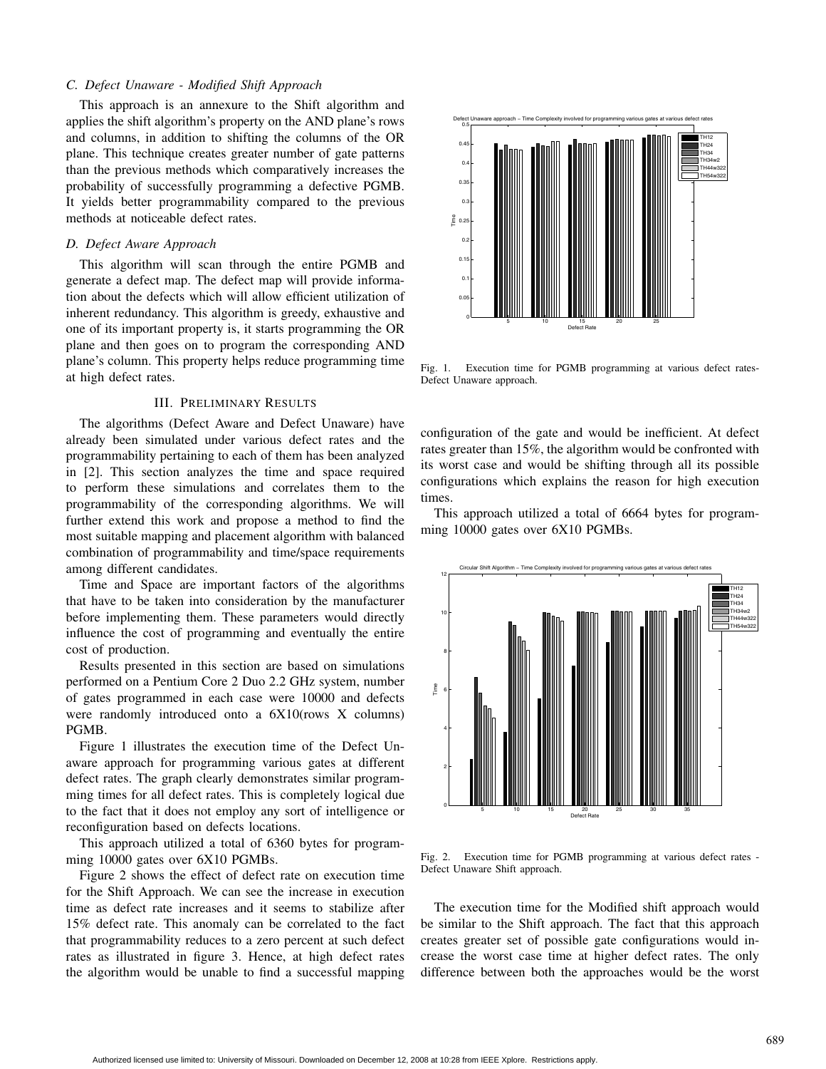### C. Defect Unaware - Modified Shift Approach

This approach is an annexure to the Shift algorithm and applies the shift algorithm's property on the AND plane's rows and columns, in addition to shifting the columns of the OR plane. This technique creates greater number of gate patterns than the previous methods which comparatively increases the probability of successfully programming a defective PGMB. It yields better programmability compared to the previous methods at noticeable defect rates.

### D. Defect Aware Approach

This algorithm will scan through the entire PGMB and generate a defect map. The defect map will provide information about the defects which will allow efficient utilization of inherent redundancy. This algorithm is greedy, exhaustive and one of its important property is, it starts programming the OR plane and then goes on to program the corresponding AND plane's column. This property helps reduce programming time at high defect rates.

## III. Preliminary Results

The algorithms (Defect Aware and Defect Unaware) have already been simulated under various defect rates and the programmability pertaining to each of them has been analyzed in [2]. This section analyzes the time and space required to perform these simulations and correlates them to the programmability of the corresponding algorithms. We will further extend this work and propose a method to find the most suitable mapping and placement algorithm with balanced combination of programmability and time/space requirements among different candidates.

Time and Space are important factors of the algorithms that have to be taken into consideration by the manufacturer before implementing them. These parameters would directly influence the cost of programming and eventually the entire cost of production.

Results presented in this section are based on simulations performed on a Pentium Core 2 Duo 2.2 GHz system, number of gates programmed in each case were 10000 and defects were randomly introduced onto a 6X10(rows X columns) PGMB.

Figure 1 illustrates the execution time of the Defect Unaware approach for programming various gates at different defect rates. The graph clearly demonstrates similar programming times for all defect rates. This is completely logical due to the fact that it does not employ any sort of intelligence or reconfiguration based on defects locations.

This approach utilized a total of 6360 bytes for programming 10000 gates over 6X10 PGMBs.

Figure 2 shows the effect of defect rate on execution time for the Shift Approach. We can see the increase in execution time as defect rate increases and it seems to stabilize after 15% defect rate. This anomaly can be correlated to the fact that programmability reduces to a zero percent at such defect rates as illustrated in figure 3. Hence, at high defect rates the algorithm would be unable to find a successful mapping configuration of the gate and would be inefficient. At defect rates greater than 15%, the algorithm would be confronted with its worst case and would be shifting through all its possible configurations which explains the reason for high execution times.

This approach utilized a total of 6664 bytes for programming 10000 gates over 6X10 PGMBs.

Fig. 1. Execution time for PGMB programming at various defect rates-Defect Unaware approach.

Fig. 2. Execution time for PGMB programming at various defect rates - Defect Unaware Shift approach.

The execution time for the Modified shift approach would be similar to the Shift approach. The fact that this approach creates greater set of possible gate configurations would increase the worst case time at higher defect rates. The only difference between both the approaches would be the worst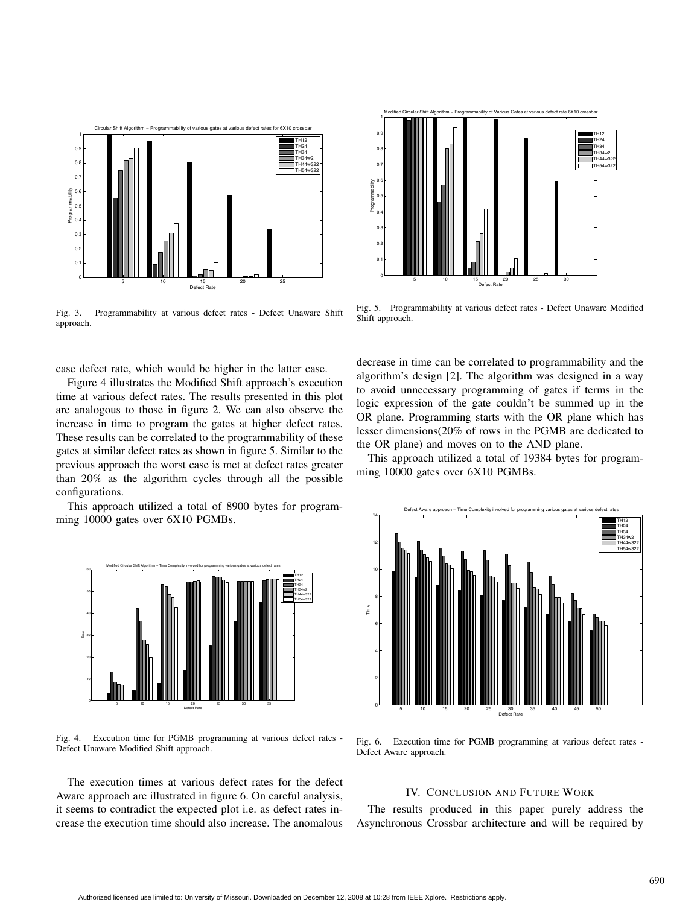Fig. 3. Programmability at various defect rates - Defect Unaware Shift approach.

Fig. 5. Programmability at various defect rates - Defect Unaware Modified Shift approach.

case defect rate, which would be higher in the latter case.

Figure 4 illustrates the Modified Shift approach's execution time at various defect rates. The results presented in this plot are analogous to those in figure 2. We can also observe the increase in time to program the gates at higher defect rates. These results can be correlated to the programmability of these gates at similar defect rates as shown in figure 5. Similar to the previous approach the worst case is met at defect rates greater than 20% as the algorithm cycles through all the possible configurations.

This approach utilized a total of 8900 bytes for programming 10000 gates over 6X10 PGMBs.

Fig. 4. Execution time for PGMB programming at various defect rates - Defect Unaware Modified Shift approach.

The execution times at various defect rates for the defect Aware approach are illustrated in figure 6. On careful analysis, it seems to contradict the expected plot i.e. as defect rates increase the execution time should also increase. The anomalous decrease in time can be correlated to programmability and the algorithm's design [2]. The algorithm was designed in a way to avoid unnecessary programming of gates if terms in the logic expression of the gate couldn't be summed up in the OR plane. Programming starts with the OR plane which has lesser dimensions(20% of rows in the PGMB are dedicated to the OR plane) and moves on to the AND plane.

This approach utilized a total of 19384 bytes for programming 10000 gates over 6X10 PGMBs.

Fig. 6. Execution time for PGMB programming at various defect rates - Defect Aware approach.

## IV. Conclusion and Future Work

The results produced in this paper purely address the Asynchronous Crossbar architecture and will be required by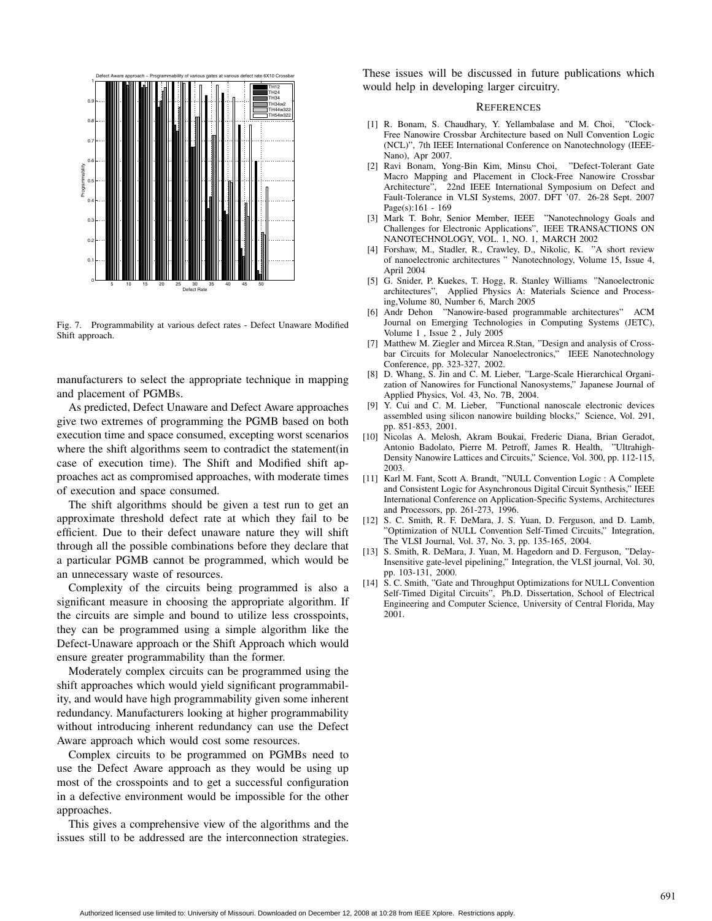Defect Aware approach – Programmability of various gates at various defect rate 6X10 Crossbar

Programmability

Defect Rate

TH12
TH24
TH34
TH34w2
TH44w322
TH54w322

0
0.1
0.2
0.3
0.4
0.5
0.6
0.7
0.8
0.9
1

5 10 15 20 25 30 35 40 45 50

Fig. 7. Programmability at various defect rates - Defect Unaware Modified Shift approach.

manufacturers to select the appropriate technique in mapping and placement of PGMBs.

As predicted, Defect Unaware and Defect Aware approaches give two extremes of programming the PGMB based on both execution time and space consumed, excepting worst scenarios where the shift algorithms seem to contradict the statement(in case of execution time). The Shift and Modified shift approaches act as compromised approaches, with moderate times of execution and space consumed.

The shift algorithms should be given a test run to get an approximate threshold defect rate at which they fail to be efficient. Due to their defect unaware nature they will shift through all the possible combinations before they declare that a particular PGMB cannot be programmed, which would be an unnecessary waste of resources.

Complexity of the circuits being programmed is also a significant measure in choosing the appropriate algorithm. If the circuits are simple and bound to utilize less crosspoints, they can be programmed using a simple algorithm like the Defect-Unaware approach or the Shift Approach which would ensure greater programmability than the former.

Moderately complex circuits can be programmed using the shift approaches which would yield significant programmability, and would have high programmability given some inherent redundancy. Manufacturers looking at higher programmability without introducing inherent redundancy can use the Defect Aware approach which would cost some resources.

Complex circuits to be programmed on PGMBs need to use the Defect Aware approach as they would be using up most of the crosspoints and to get a successful configuration in a defective environment would be impossible for the other approaches.

This gives a comprehensive view of the algorithms and the issues still to be addressed are the interconnection strategies. These issues will be discussed in future publications which would help in developing larger circuitry.

## REFERENCES

[1] R. Bonam, S. Chaudhary, Y. Yellambalase and M. Choi, "Clock-Free Nanowire Crossbar Architecture based on Null Convention Logic (NCL)", 7th IEEE International Conference on Nanotechnology (IEEE-Nano), Apr 2007.

[2] Ravi Bonam, Yong-Bin Kim, Minsu Choi, "Defect-Tolerant Gate Macro Mapping and Placement in Clock-Free Nanowire Crossbar Architecture", 22nd IEEE International Symposium on Defect and Fault-Tolerance in VLSI Systems, 2007. DFT '07. 26-28 Sept. 2007 Page(s):161 - 169

[3] Mark T. Bohr, Senior Member, IEEE "Nanotechnology Goals and Challenges for Electronic Applications", IEEE TRANSACTIONS ON NANOTECHNOLOGY, VOL. 1, NO. 1, MARCH 2002

[4] Forshaw, M., Stadler, R., Crawley, D., Nikolic, K. "A short review of nanoelectronic architectures " Nanotechnology, Volume 15, Issue 4, April 2004

[5] G. Snider, P. Kuekes, T. Hogg, R. Stanley Williams "Nanoelectronic architectures", Applied Physics A: Materials Science and Processing,Volume 80, Number 6, March 2005

[6] Andr Dehon "Nanowire-based programmable architectures" ACM Journal on Emerging Technologies in Computing Systems (JETC), Volume 1 , Issue 2 , July 2005

[7] Matthew M. Ziegler and Mircea R.Stan, "Design and analysis of Crossbar Circuits for Molecular Nanoelectronics," IEEE Nanotechnology Conference, pp. 323-327, 2002.

[8] D. Whang, S. Jin and C. M. Lieber, "Large-Scale Hierarchical Organization of Nanowires for Functional Nanosystems," Japanese Journal of Applied Physics, Vol. 43, No. 7B, 2004.

[9] Y. Cui and C. M. Lieber, "Functional nanoscale electronic devices assembled using silicon nanowire building blocks," Science, Vol. 291, pp. 851-853, 2001.

[10] Nicolas A. Melosh, Akram Boukai, Frederic Diana, Brian Geradot, Antonio Badolato, Pierre M. Petroff, James R. Health, "Ultrahigh-Density Nanowire Lattices and Circuits," Science, Vol. 300, pp. 112-115, 2003.

[11] Karl M. Fant, Scott A. Brandt, "NULL Convention Logic : A Complete and Consistent Logic for Asynchronous Digital Circuit Synthesis," IEEE International Conference on Application-Specific Systems, Architectures and Processors, pp. 261-273, 1996.

[12] S. C. Smith, R. F. DeMara, J. S. Yuan, D. Ferguson, and D. Lamb, "Optimization of NULL Convention Self-Timed Circuits," Integration, The VLSI Journal, Vol. 37, No. 3, pp. 135-165, 2004.

[13] S. Smith, R. DeMara, J. Yuan, M. Hagedorn and D. Ferguson, "Delay-Insensitive gate-level pipelining," Integration, the VLSI journal, Vol. 30, pp. 103-131, 2000.

[14] S. C. Smith, "Gate and Throughput Optimizations for NULL Convention Self-Timed Digital Circuits", Ph.D. Dissertation, School of Electrical Engineering and Computer Science, University of Central Florida, May 2001.